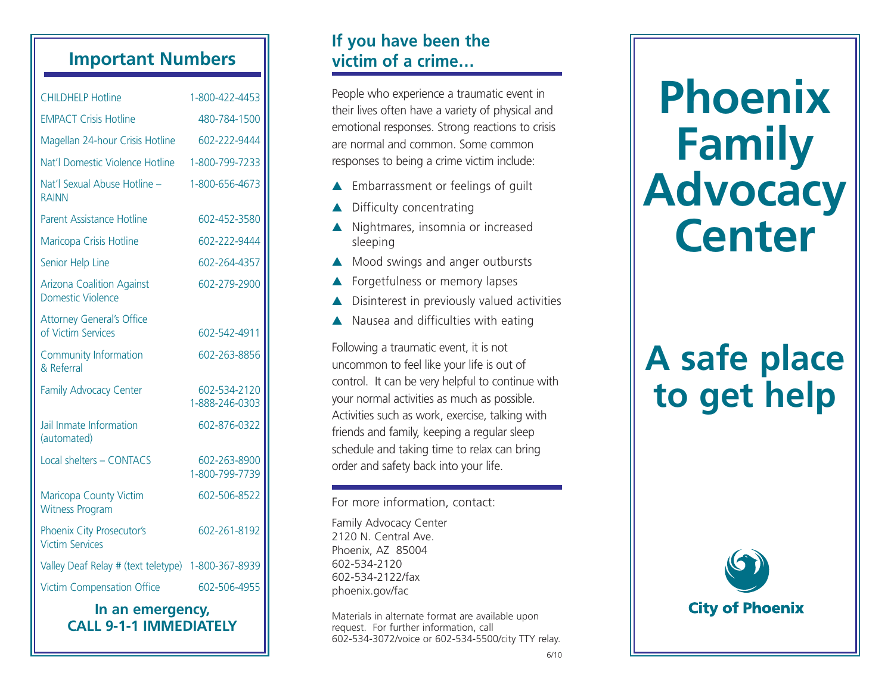## Important Numbers

| | |
|---|---|
| CHILDHELP Hotline | 1-800-422-4453 |
| EMPACT Crisis Hotline | 480-784-1500 |
| Magellan 24-hour Crisis Hotline | 602-222-9444 |
| Nat'l Domestic Violence Hotline | 1-800-799-7233 |
| Nat'l Sexual Abuse Hotline – RAINN | 1-800-656-4673 |
| Parent Assistance Hotline | 602-452-3580 |
| Maricopa Crisis Hotline | 602-222-9444 |
| Senior Help Line | 602-264-4357 |
| Arizona Coalition Against Domestic Violence | 602-279-2900 |
| Attorney General's Office of Victim Services | 602-542-4911 |
| Community Information & Referral | 602-263-8856 |
| Family Advocacy Center | 602-534-2120<br>1-888-246-0303 |
| Jail Inmate Information (automated) | 602-876-0322 |
| Local shelters – CONTACS | 602-263-8900<br>1-800-799-7739 |
| Maricopa County Victim Witness Program | 602-506-8522 |
| Phoenix City Prosecutor's Victim Services | 602-261-8192 |
| Valley Deaf Relay # (text teletype) | 1-800-367-8939 |
| Victim Compensation Office | 602-506-4955 |

**In an emergency, CALL 9-1-1 IMMEDIATELY**

## If you have been the victim of a crime…

People who experience a traumatic event in their lives often have a variety of physical and emotional responses. Strong reactions to crisis are normal and common. Some common responses to being a crime victim include:

- Embarrassment or feelings of guilt
- Difficulty concentrating
- Nightmares, insomnia or increased sleeping
- Mood swings and anger outbursts
- Forgetfulness or memory lapses
- Disinterest in previously valued activities
- Nausea and difficulties with eating

Following a traumatic event, it is not uncommon to feel like your life is out of control. It can be very helpful to continue with your normal activities as much as possible. Activities such as work, exercise, talking with friends and family, keeping a regular sleep schedule and taking time to relax can bring order and safety back into your life.

For more information, contact:

Family Advocacy Center
2120 N. Central Ave.
Phoenix, AZ 85004
602-534-2120
602-534-2122/fax
phoenix.gov/fac

Materials in alternate format are available upon request. For further information, call 602-534-3072/voice or 602-534-5500/city TTY relay.

6/10

# Phoenix Family Advocacy Center

# A safe place to get help

City of Phoenix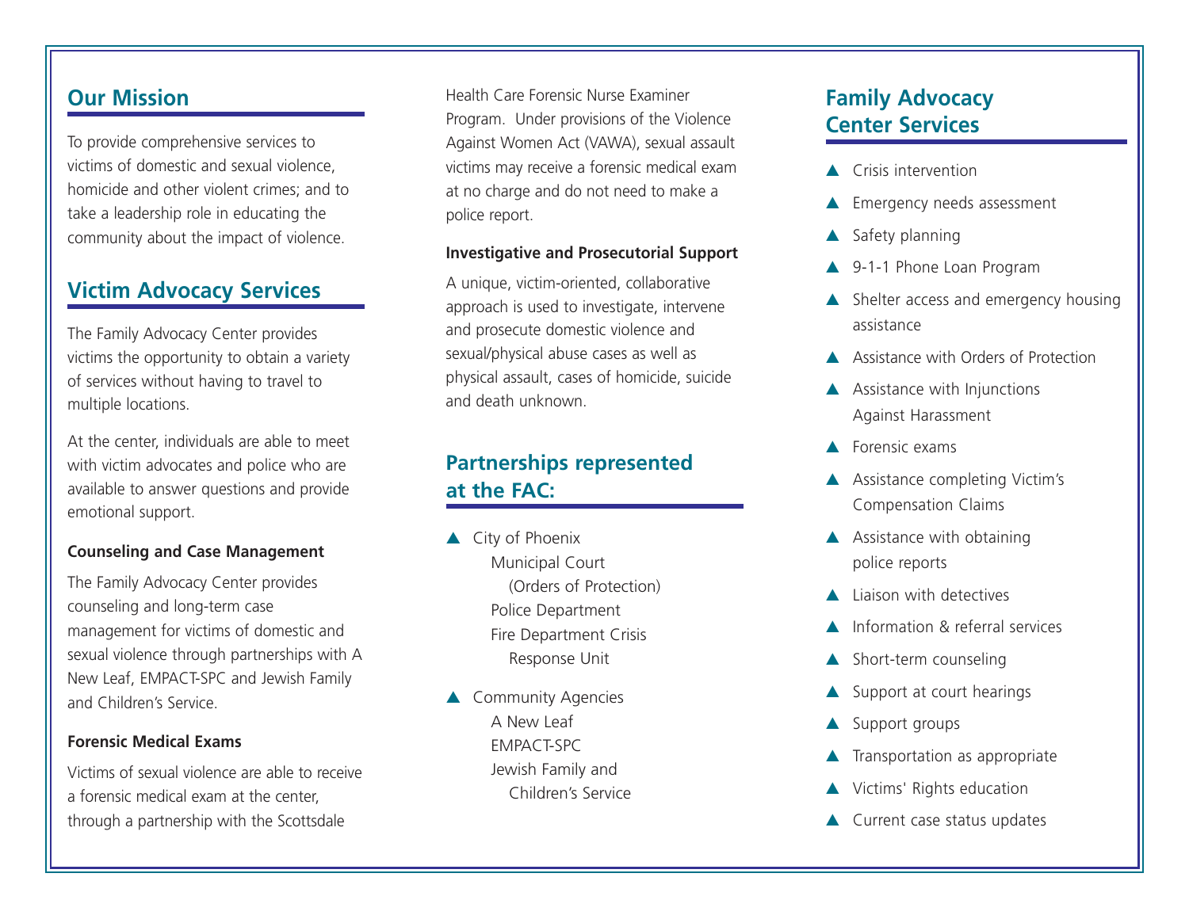## Our Mission

To provide comprehensive services to victims of domestic and sexual violence, homicide and other violent crimes; and to take a leadership role in educating the community about the impact of violence.

## Victim Advocacy Services

The Family Advocacy Center provides victims the opportunity to obtain a variety of services without having to travel to multiple locations.

At the center, individuals are able to meet with victim advocates and police who are available to answer questions and provide emotional support.

**Counseling and Case Management**

The Family Advocacy Center provides counseling and long-term case management for victims of domestic and sexual violence through partnerships with A New Leaf, EMPACT-SPC and Jewish Family and Children's Service.

**Forensic Medical Exams**

Victims of sexual violence are able to receive a forensic medical exam at the center, through a partnership with the Scottsdale Health Care Forensic Nurse Examiner Program. Under provisions of the Violence Against Women Act (VAWA), sexual assault victims may receive a forensic medical exam at no charge and do not need to make a police report.

**Investigative and Prosecutorial Support**

A unique, victim-oriented, collaborative approach is used to investigate, intervene and prosecute domestic violence and sexual/physical abuse cases as well as physical assault, cases of homicide, suicide and death unknown.

## Partnerships represented at the FAC:

- City of Phoenix
  - Municipal Court (Orders of Protection)
  - Police Department
  - Fire Department Crisis Response Unit
- Community Agencies
  - A New Leaf
  - EMPACT-SPC
  - Jewish Family and Children's Service

## Family Advocacy Center Services

- Crisis intervention
- Emergency needs assessment
- Safety planning
- 9-1-1 Phone Loan Program
- Shelter access and emergency housing assistance
- Assistance with Orders of Protection
- Assistance with Injunctions Against Harassment
- Forensic exams
- Assistance completing Victim's Compensation Claims
- Assistance with obtaining police reports
- Liaison with detectives
- Information & referral services
- Short-term counseling
- Support at court hearings
- Support groups
- Transportation as appropriate
- Victims' Rights education
- Current case status updates